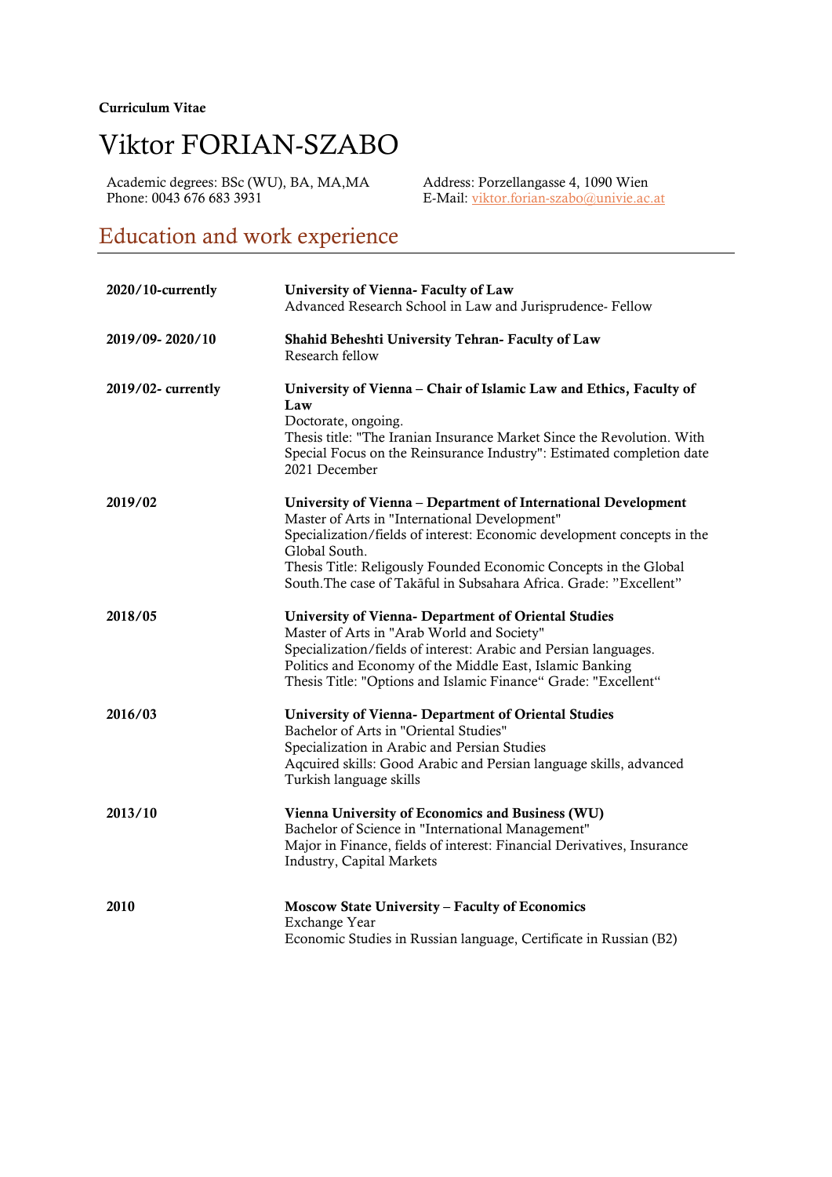**Curriculum Vitae**

# Viktor FORIAN-SZABO

Academic degrees: BSc (WU), BA, MA,MA
Phone: 0043 676 683 3931

Address: Porzellangasse 4, 1090 Wien
E-Mail: viktor.forian-szabo@univie.ac.at

## Education and work experience

**2020/10-currently**
**University of Vienna- Faculty of Law**
Advanced Research School in Law and Jurisprudence- Fellow

**2019/09- 2020/10**
**Shahid Beheshti University Tehran- Faculty of Law**
Research fellow

**2019/02- currently**
**University of Vienna – Chair of Islamic Law and Ethics, Faculty of Law**
Doctorate, ongoing.
Thesis title: "The Iranian Insurance Market Since the Revolution. With Special Focus on the Reinsurance Industry": Estimated completion date 2021 December

**2019/02**
**University of Vienna – Department of International Development**
Master of Arts in "International Development"
Specialization/fields of interest: Economic development concepts in the Global South.
Thesis Title: Religously Founded Economic Concepts in the Global South.The case of Takāful in Subsahara Africa. Grade: "Excellent"

**2018/05**
**University of Vienna- Department of Oriental Studies**
Master of Arts in "Arab World and Society"
Specialization/fields of interest: Arabic and Persian languages. Politics and Economy of the Middle East, Islamic Banking
Thesis Title: "Options and Islamic Finance“ Grade: "Excellent“

**2016/03**
**University of Vienna- Department of Oriental Studies**
Bachelor of Arts in "Oriental Studies"
Specialization in Arabic and Persian Studies
Aqcuired skills: Good Arabic and Persian language skills, advanced Turkish language skills

**2013/10**
**Vienna University of Economics and Business (WU)**
Bachelor of Science in "International Management"
Major in Finance, fields of interest: Financial Derivatives, Insurance Industry, Capital Markets

**2010**
**Moscow State University – Faculty of Economics**
Exchange Year
Economic Studies in Russian language, Certificate in Russian (B2)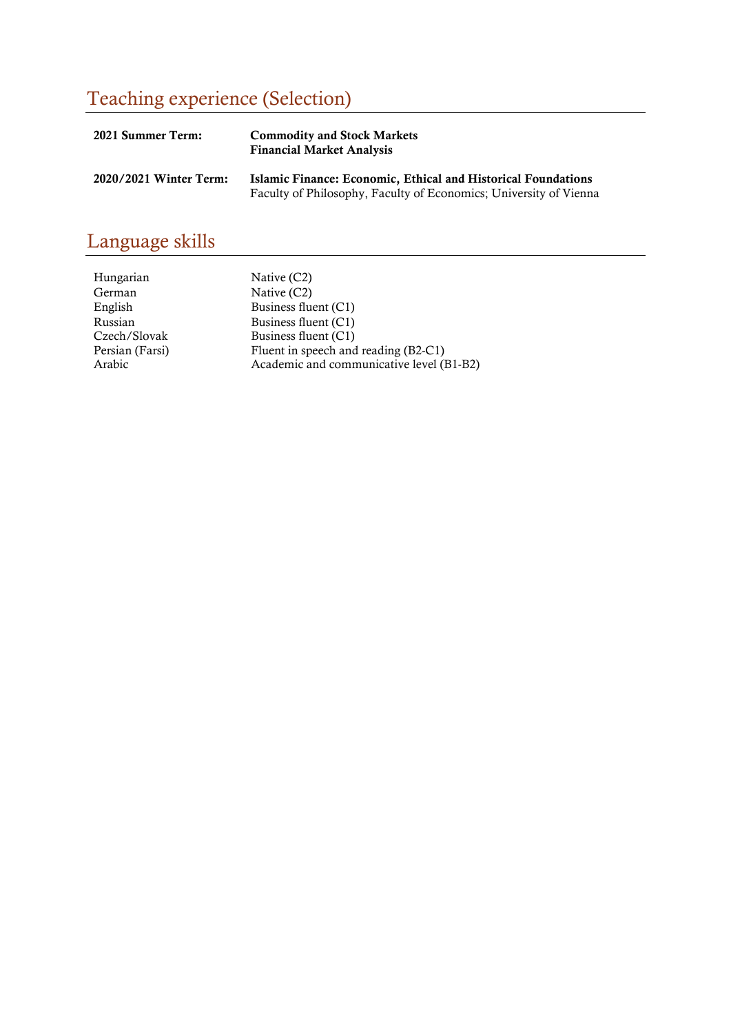## Teaching experience (Selection)

| | |
|---|---|
| **2021 Summer Term:** | **Commodity and Stock Markets**<br>**Financial Market Analysis** |
| **2020/2021 Winter Term:** | **Islamic Finance: Economic, Ethical and Historical Foundations**<br>Faculty of Philosophy, Faculty of Economics; University of Vienna |

## Language skills

| | |
|---|---|
| Hungarian | Native (C2) |
| German | Native (C2) |
| English | Business fluent (C1) |
| Russian | Business fluent (C1) |
| Czech/Slovak | Business fluent (C1) |
| Persian (Farsi) | Fluent in speech and reading (B2-C1) |
| Arabic | Academic and communicative level (B1-B2) |